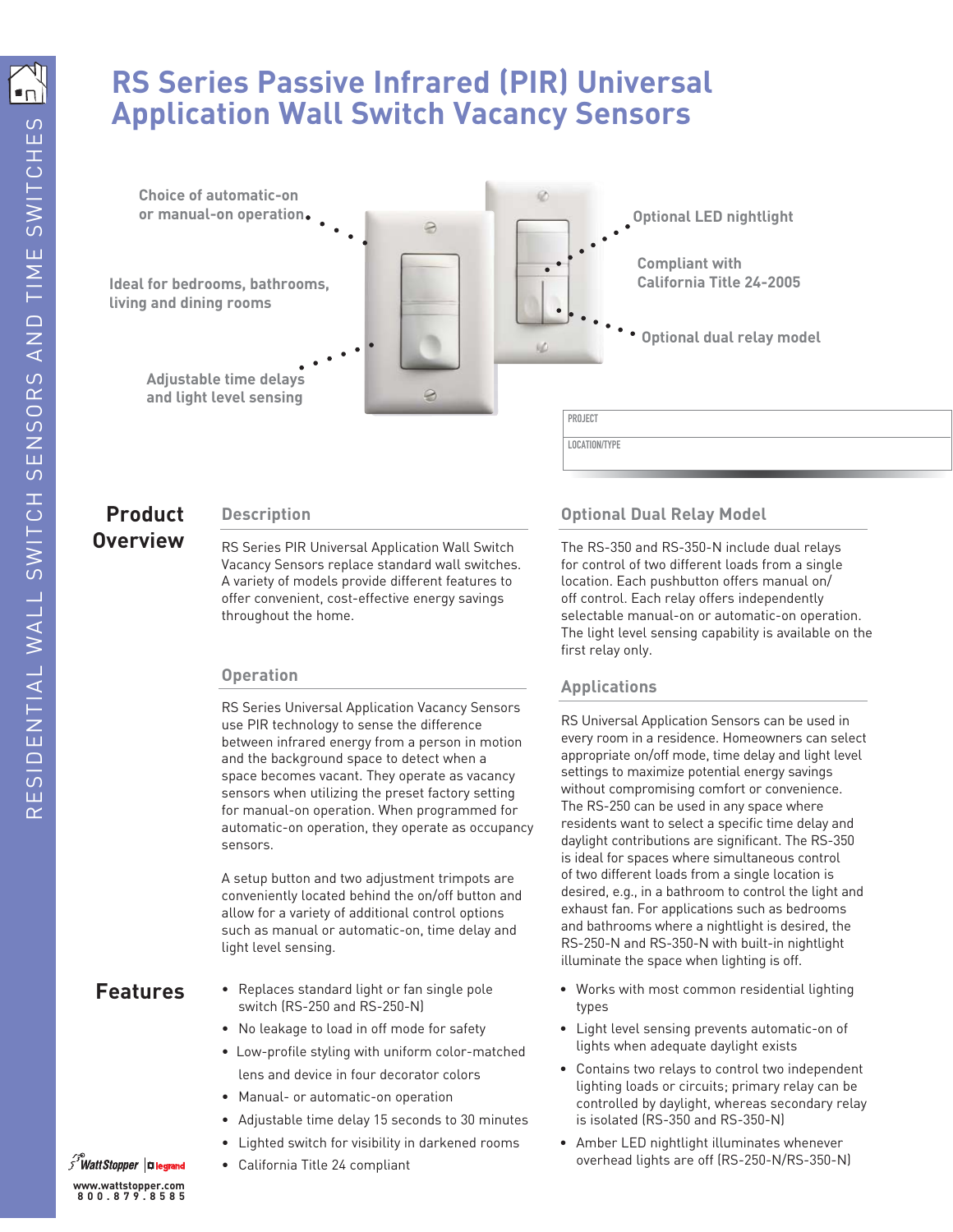# RS Series Passive Infrared (PIR) Universal Application Wall Switch Vacancy Sensors

Choice of automatic-on or manual-on operation

Ideal for bedrooms, bathrooms, living and dining rooms

Adjustable time delays and light level sensing

Optional LED nightlight

Compliant with California Title 24-2005

Optional dual relay model

PROJECT

LOCATION/TYPE

## Product Overview

### Description

RS Series PIR Universal Application Wall Switch Vacancy Sensors replace standard wall switches. A variety of models provide different features to offer convenient, cost-effective energy savings throughout the home.

### Operation

RS Series Universal Application Vacancy Sensors use PIR technology to sense the difference between infrared energy from a person in motion and the background space to detect when a space becomes vacant. They operate as vacancy sensors when utilizing the preset factory setting for manual-on operation. When programmed for automatic-on operation, they operate as occupancy sensors.

A setup button and two adjustment trimpots are conveniently located behind the on/off button and allow for a variety of additional control options such as manual or automatic-on, time delay and light level sensing.

### Optional Dual Relay Model

The RS-350 and RS-350-N include dual relays for control of two different loads from a single location. Each pushbutton offers manual on/off control. Each relay offers independently selectable manual-on or automatic-on operation. The light level sensing capability is available on the first relay only.

### Applications

RS Universal Application Sensors can be used in every room in a residence. Homeowners can select appropriate on/off mode, time delay and light level settings to maximize potential energy savings without compromising comfort or convenience. The RS-250 can be used in any space where residents want to select a specific time delay and daylight contributions are significant. The RS-350 is ideal for spaces where simultaneous control of two different loads from a single location is desired, e.g., in a bathroom to control the light and exhaust fan. For applications such as bedrooms and bathrooms where a nightlight is desired, the RS-250-N and RS-350-N with built-in nightlight illuminate the space when lighting is off.

## Features

- Replaces standard light or fan single pole switch (RS-250 and RS-250-N)
- No leakage to load in off mode for safety
- Low-profile styling with uniform color-matched lens and device in four decorator colors
- Manual- or automatic-on operation
- Adjustable time delay 15 seconds to 30 minutes
- Lighted switch for visibility in darkened rooms
- California Title 24 compliant
- Works with most common residential lighting types
- Light level sensing prevents automatic-on of lights when adequate daylight exists
- Contains two relays to control two independent lighting loads or circuits; primary relay can be controlled by daylight, whereas secondary relay is isolated (RS-350 and RS-350-N)
- Amber LED nightlight illuminates whenever overhead lights are off (RS-250-N/RS-350-N)

WattStopper | legrand

www.wattstopper.com
800.879.8585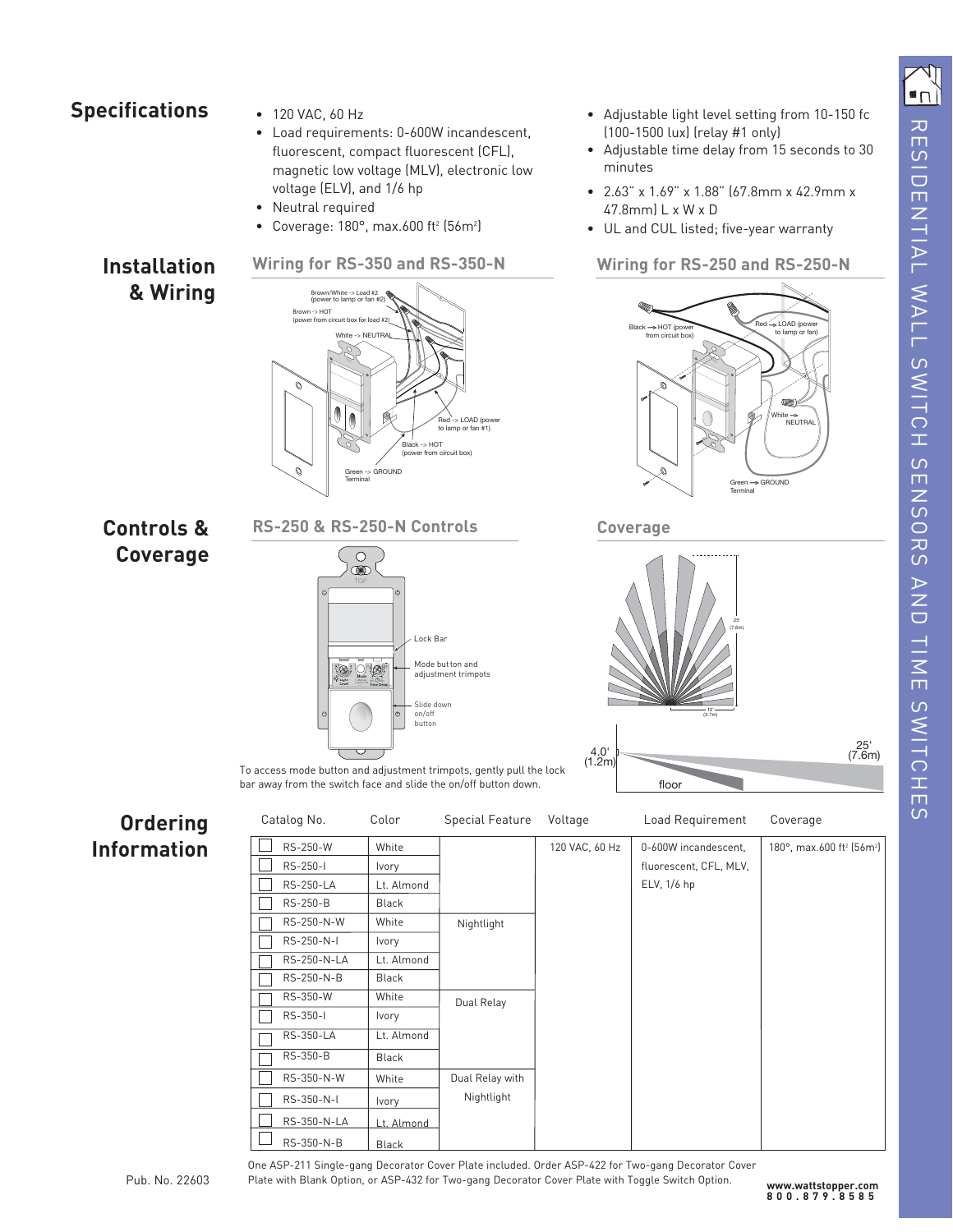## Specifications

- 120 VAC, 60 Hz
- Load requirements: 0-600W incandescent, fluorescent, compact fluorescent (CFL), magnetic low voltage (MLV), electronic low voltage (ELV), and 1/6 hp
- Neutral required
- Coverage: 180°, max.600 ft$^2$ (56m$^2$)
- Adjustable light level setting from 10-150 fc (100-1500 lux) (relay #1 only)
- Adjustable time delay from 15 seconds to 30 minutes
- 2.63" x 1.69" x 1.88" (67.8mm x 42.9mm x 47.8mm) L x W x D
- UL and CUL listed; five-year warranty

## Installation & Wiring

### Wiring for RS-350 and RS-350-N

Brown/White -> Load #2 (power to lamp or fan #2)
Brown -> HOT (power from circuit box for load #2)
White -> NEUTRAL
Red -> LOAD (power to lamp or fan #1)
Black -> HOT (power from circuit box)
Green -> GROUND Terminal

### Wiring for RS-250 and RS-250-N

Black -> HOT (power from circuit box)
Red -> LOAD (power to lamp or fan)
White -> NEUTRAL
Green -> GROUND Terminal

## Controls & Coverage

### RS-250 & RS-250-N Controls

TOP
Lock Bar
Mode button and adjustment trimpots
Slide down on/off button

To access mode button and adjustment trimpots, gently pull the lock bar away from the switch face and slide the on/off button down.

### Coverage

25' (7.6m)
12' (3.7m)
4.0' (1.2m)
25' (7.6m)
floor

## Ordering Information

| Catalog No. | Color | Special Feature | Voltage | Load Requirement | Coverage |
|---|---|---|---|---|---|
| RS-250-W | White | | 120 VAC, 60 Hz | 0-600W incandescent, fluorescent, CFL, MLV, ELV, 1/6 hp | 180°, max.600 ft$^2$ (56m$^2$) |
| RS-250-I | Ivory | | | | |
| RS-250-LA | Lt. Almond | | | | |
| RS-250-B | Black | | | | |
| RS-250-N-W | White | Nightlight | | | |
| RS-250-N-I | Ivory | | | | |
| RS-250-N-LA | Lt. Almond | | | | |
| RS-250-N-B | Black | | | | |
| RS-350-W | White | Dual Relay | | | |
| RS-350-I | Ivory | | | | |
| RS-350-LA | Lt. Almond | | | | |
| RS-350-B | Black | | | | |
| RS-350-N-W | White | Dual Relay with Nightlight | | | |
| RS-350-N-I | Ivory | | | | |
| RS-350-N-LA | Lt. Almond | | | | |
| RS-350-N-B | Black | | | | |

One ASP-211 Single-gang Decorator Cover Plate included. Order ASP-422 for Two-gang Decorator Cover Plate with Blank Option, or ASP-432 for Two-gang Decorator Cover Plate with Toggle Switch Option.

Pub. No. 22603

www.wattstopper.com
800.879.8585